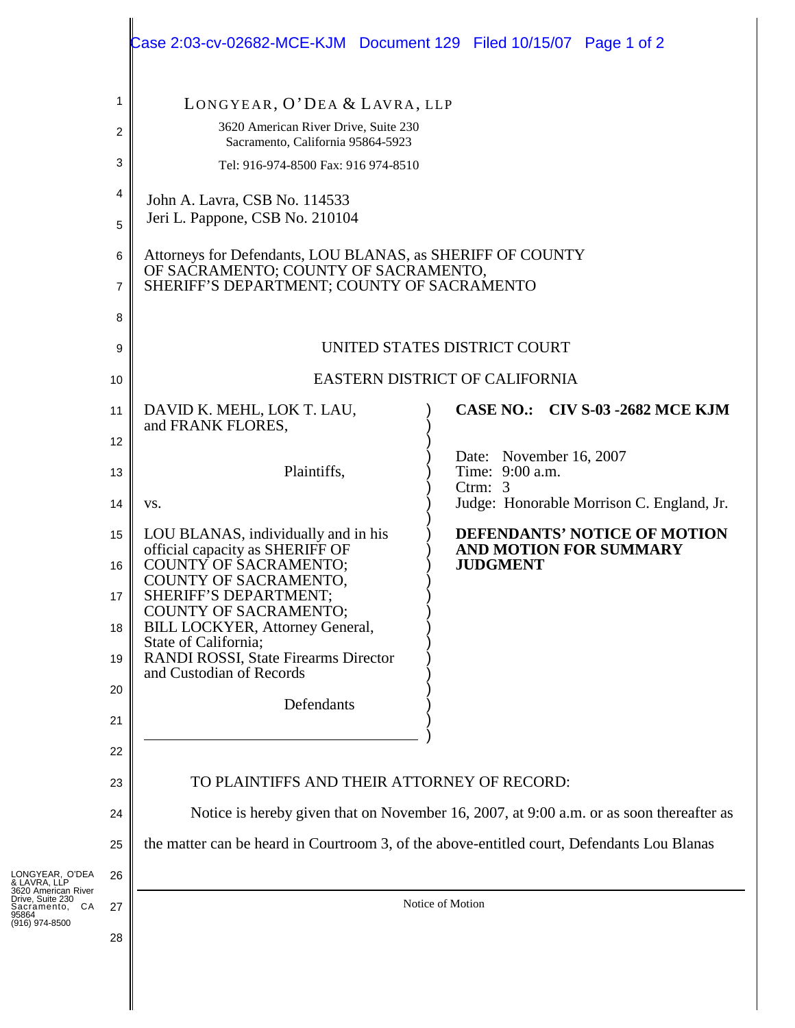LONGYEAR, O'DEA & LAVRA, LLP
3620 American River Drive, Suite 230
Sacramento, California 95864-5923
Tel: 916-974-8500 Fax: 916 974-8510

John A. Lavra, CSB No. 114533
Jeri L. Pappone, CSB No. 210104

Attorneys for Defendants, LOU BLANAS, as SHERIFF OF COUNTY OF SACRAMENTO; COUNTY OF SACRAMENTO, SHERIFF'S DEPARTMENT; COUNTY OF SACRAMENTO

UNITED STATES DISTRICT COURT

EASTERN DISTRICT OF CALIFORNIA

DAVID K. MEHL, LOK T. LAU, and FRANK FLORES,

Plaintiffs,

vs.

LOU BLANAS, individually and in his official capacity as SHERIFF OF COUNTY OF SACRAMENTO; COUNTY OF SACRAMENTO, SHERIFF'S DEPARTMENT; COUNTY OF SACRAMENTO; BILL LOCKYER, Attorney General, State of California; RANDI ROSSI, State Firearms Director and Custodian of Records

Defendants

**CASE NO.: CIV S-03 -2682 MCE KJM**

Date: November 16, 2007
Time: 9:00 a.m.
Ctrm: 3
Judge: Honorable Morrison C. England, Jr.

**DEFENDANTS' NOTICE OF MOTION AND MOTION FOR SUMMARY JUDGMENT**

TO PLAINTIFFS AND THEIR ATTORNEY OF RECORD:

Notice is hereby given that on November 16, 2007, at 9:00 a.m. or as soon thereafter as the matter can be heard in Courtroom 3, of the above-entitled court, Defendants Lou Blanas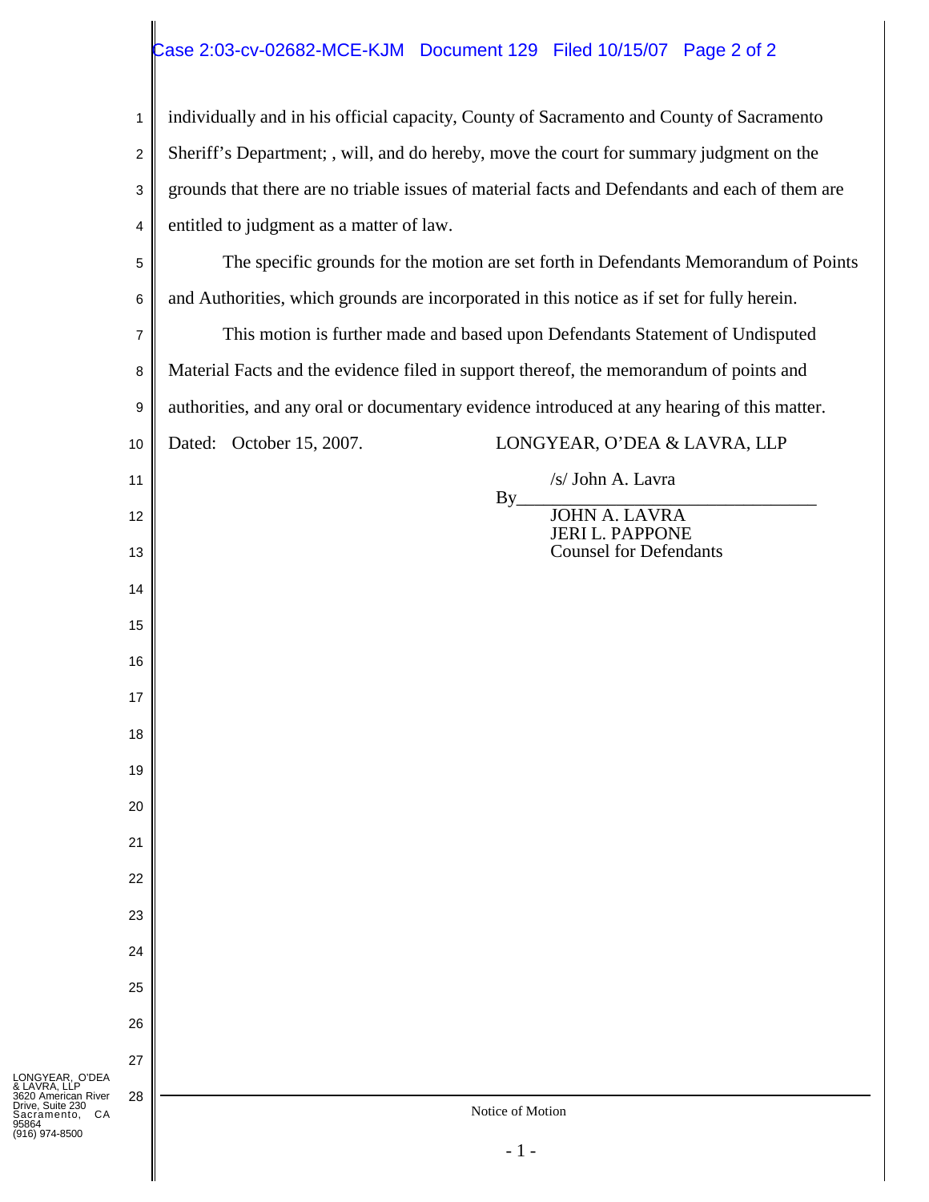individually and in his official capacity, County of Sacramento and County of Sacramento Sheriff's Department; , will, and do hereby, move the court for summary judgment on the grounds that there are no triable issues of material facts and Defendants and each of them are entitled to judgment as a matter of law.

The specific grounds for the motion are set forth in Defendants Memorandum of Points and Authorities, which grounds are incorporated in this notice as if set for fully herein.

This motion is further made and based upon Defendants Statement of Undisputed Material Facts and the evidence filed in support thereof, the memorandum of points and authorities, and any oral or documentary evidence introduced at any hearing of this matter.

Dated: October 15, 2007.

LONGYEAR, O'DEA & LAVRA, LLP

By /s/ John A. Lavra

JOHN A. LAVRA
JERI L. PAPPONE
Counsel for Defendants

LONGYEAR, O'DEA & LAVRA, LLP
3620 American River Drive, Suite 230
Sacramento, CA 95864
(916) 974-8500

Notice of Motion